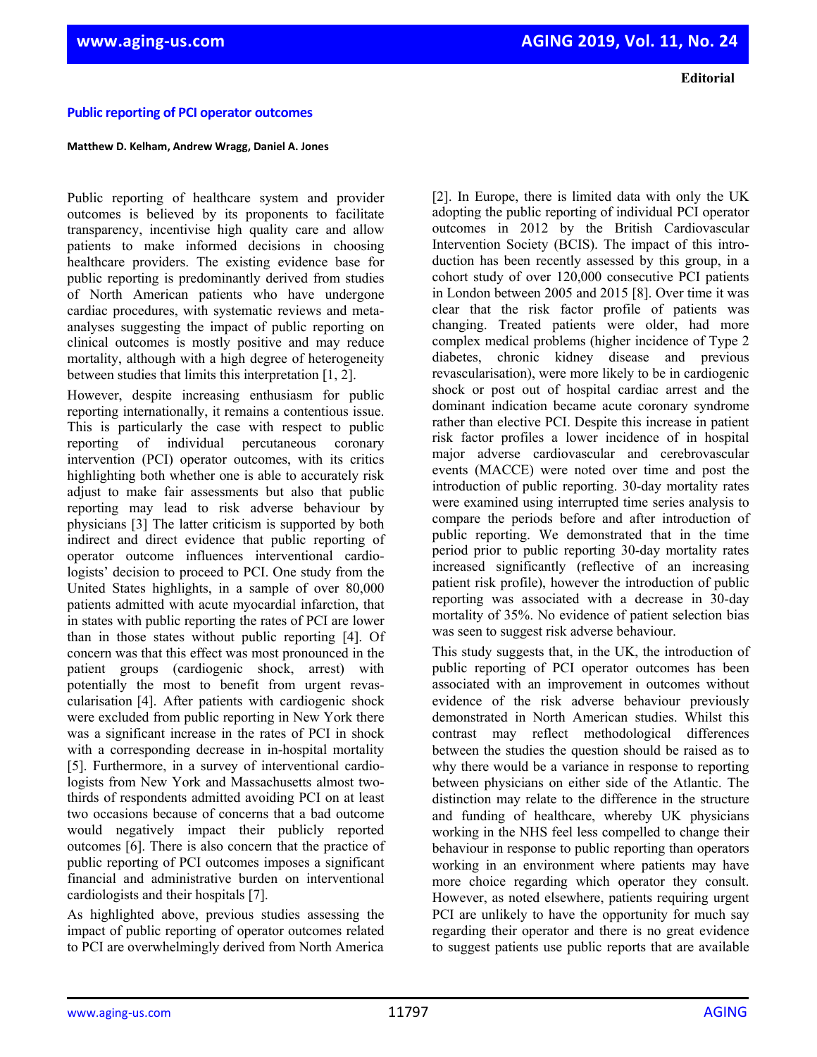**Editorial**

# Public reporting of PCI operator outcomes

**Matthew D. Kelham, Andrew Wragg, Daniel A. Jones**

Public reporting of healthcare system and provider outcomes is believed by its proponents to facilitate transparency, incentivise high quality care and allow patients to make informed decisions in choosing healthcare providers. The existing evidence base for public reporting is predominantly derived from studies of North American patients who have undergone cardiac procedures, with systematic reviews and meta-analyses suggesting the impact of public reporting on clinical outcomes is mostly positive and may reduce mortality, although with a high degree of heterogeneity between studies that limits this interpretation [1, 2].

However, despite increasing enthusiasm for public reporting internationally, it remains a contentious issue. This is particularly the case with respect to public reporting of individual percutaneous coronary intervention (PCI) operator outcomes, with its critics highlighting both whether one is able to accurately risk adjust to make fair assessments but also that public reporting may lead to risk adverse behaviour by physicians [3] The latter criticism is supported by both indirect and direct evidence that public reporting of operator outcome influences interventional cardiologists' decision to proceed to PCI. One study from the United States highlights, in a sample of over 80,000 patients admitted with acute myocardial infarction, that in states with public reporting the rates of PCI are lower than in those states without public reporting [4]. Of concern was that this effect was most pronounced in the patient groups (cardiogenic shock, arrest) with potentially the most to benefit from urgent revascularisation [4]. After patients with cardiogenic shock were excluded from public reporting in New York there was a significant increase in the rates of PCI in shock with a corresponding decrease in in-hospital mortality [5]. Furthermore, in a survey of interventional cardiologists from New York and Massachusetts almost two-thirds of respondents admitted avoiding PCI on at least two occasions because of concerns that a bad outcome would negatively impact their publicly reported outcomes [6]. There is also concern that the practice of public reporting of PCI outcomes imposes a significant financial and administrative burden on interventional cardiologists and their hospitals [7].

As highlighted above, previous studies assessing the impact of public reporting of operator outcomes related to PCI are overwhelmingly derived from North America [2]. In Europe, there is limited data with only the UK adopting the public reporting of individual PCI operator outcomes in 2012 by the British Cardiovascular Intervention Society (BCIS). The impact of this introduction has been recently assessed by this group, in a cohort study of over 120,000 consecutive PCI patients in London between 2005 and 2015 [8]. Over time it was clear that the risk factor profile of patients was changing. Treated patients were older, had more complex medical problems (higher incidence of Type 2 diabetes, chronic kidney disease and previous revascularisation), were more likely to be in cardiogenic shock or post out of hospital cardiac arrest and the dominant indication became acute coronary syndrome rather than elective PCI. Despite this increase in patient risk factor profiles a lower incidence of in hospital major adverse cardiovascular and cerebrovascular events (MACCE) were noted over time and post the introduction of public reporting. 30-day mortality rates were examined using interrupted time series analysis to compare the periods before and after introduction of public reporting. We demonstrated that in the time period prior to public reporting 30-day mortality rates increased significantly (reflective of an increasing patient risk profile), however the introduction of public reporting was associated with a decrease in 30-day mortality of 35%. No evidence of patient selection bias was seen to suggest risk adverse behaviour.

This study suggests that, in the UK, the introduction of public reporting of PCI operator outcomes has been associated with an improvement in outcomes without evidence of the risk adverse behaviour previously demonstrated in North American studies. Whilst this contrast may reflect methodological differences between the studies the question should be raised as to why there would be a variance in response to reporting between physicians on either side of the Atlantic. The distinction may relate to the difference in the structure and funding of healthcare, whereby UK physicians working in the NHS feel less compelled to change their behaviour in response to public reporting than operators working in an environment where patients may have more choice regarding which operator they consult. However, as noted elsewhere, patients requiring urgent PCI are unlikely to have the opportunity for much say regarding their operator and there is no great evidence to suggest patients use public reports that are available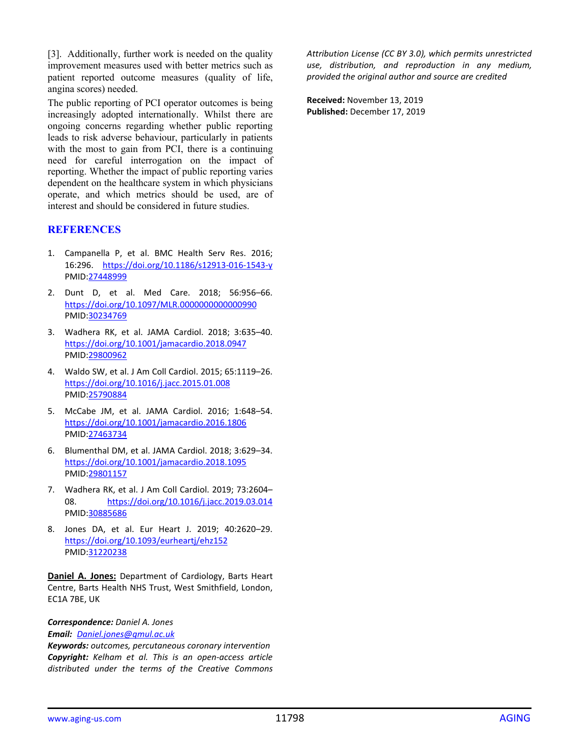[3]. Additionally, further work is needed on the quality improvement measures used with better metrics such as patient reported outcome measures (quality of life, angina scores) needed.

The public reporting of PCI operator outcomes is being increasingly adopted internationally. Whilst there are ongoing concerns regarding whether public reporting leads to risk adverse behaviour, particularly in patients with the most to gain from PCI, there is a continuing need for careful interrogation on the impact of reporting. Whether the impact of public reporting varies dependent on the healthcare system in which physicians operate, and which metrics should be used, are of interest and should be considered in future studies.

## REFERENCES

1. Campanella P, et al. BMC Health Serv Res. 2016; 16:296. https://doi.org/10.1186/s12913-016-1543-y PMID:27448999
2. Dunt D, et al. Med Care. 2018; 56:956–66. https://doi.org/10.1097/MLR.0000000000000990 PMID:30234769
3. Wadhera RK, et al. JAMA Cardiol. 2018; 3:635–40. https://doi.org/10.1001/jamacardio.2018.0947 PMID:29800962
4. Waldo SW, et al. J Am Coll Cardiol. 2015; 65:1119–26. https://doi.org/10.1016/j.jacc.2015.01.008 PMID:25790884
5. McCabe JM, et al. JAMA Cardiol. 2016; 1:648–54. https://doi.org/10.1001/jamacardio.2016.1806 PMID:27463734
6. Blumenthal DM, et al. JAMA Cardiol. 2018; 3:629–34. https://doi.org/10.1001/jamacardio.2018.1095 PMID:29801157
7. Wadhera RK, et al. J Am Coll Cardiol. 2019; 73:2604–08. https://doi.org/10.1016/j.jacc.2019.03.014 PMID:30885686
8. Jones DA, et al. Eur Heart J. 2019; 40:2620–29. https://doi.org/10.1093/eurheartj/ehz152 PMID:31220238

**Daniel A. Jones:** Department of Cardiology, Barts Heart Centre, Barts Health NHS Trust, West Smithfield, London, EC1A 7BE, UK

***Correspondence:*** *Daniel A. Jones*
***Email:*** *Daniel.jones@qmul.ac.uk*
***Keywords:*** *outcomes, percutaneous coronary intervention*
***Copyright:*** *Kelham et al. This is an open-access article distributed under the terms of the Creative Commons Attribution License (CC BY 3.0), which permits unrestricted use, distribution, and reproduction in any medium, provided the original author and source are credited*

**Received:** November 13, 2019
**Published:** December 17, 2019